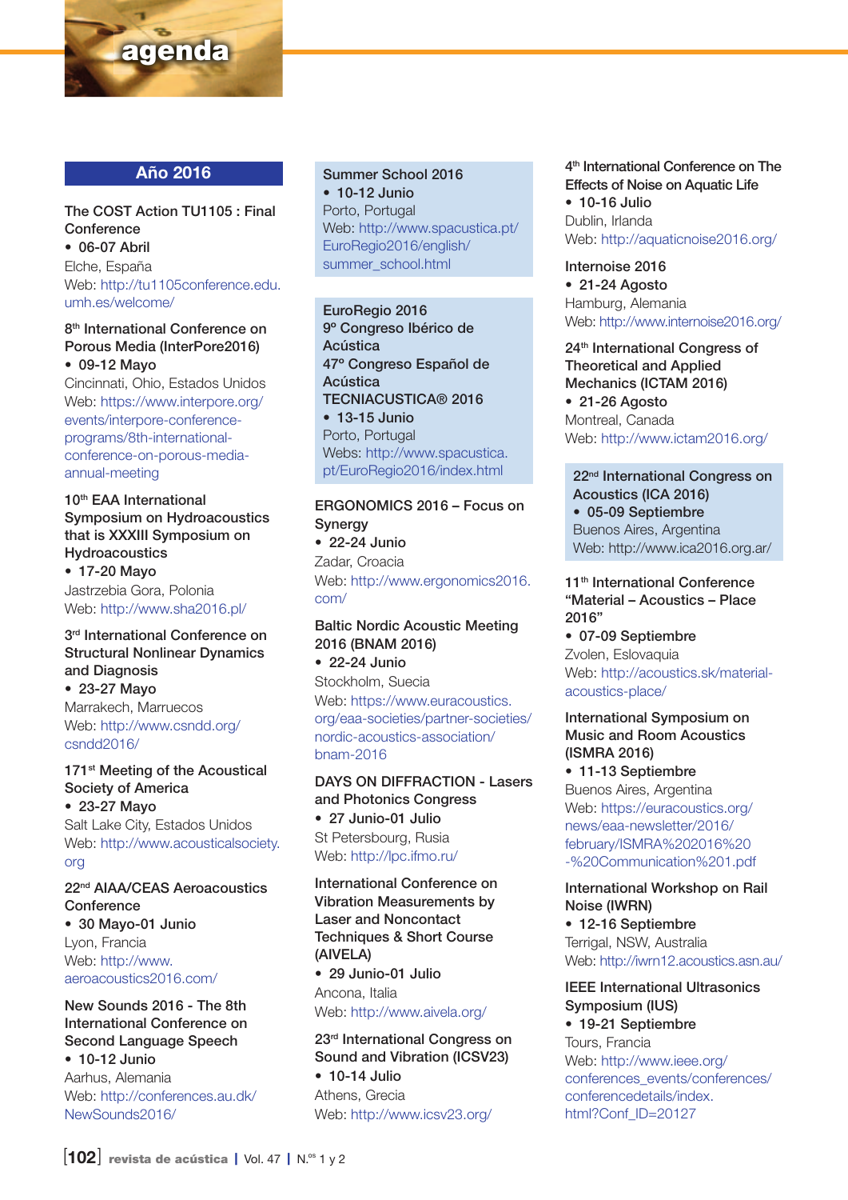# agenda

## Año 2016

**The COST Action TU1105 : Final Conference**
- 06-07 Abril

Elche, España
Web: http://tu1105conference.edu.umh.es/welcome/

**8th International Conference on Porous Media (InterPore2016)**
- 09-12 Mayo

Cincinnati, Ohio, Estados Unidos
Web: https://www.interpore.org/events/interpore-conference-programs/8th-international-conference-on-porous-media-annual-meeting

**10th EAA International Symposium on Hydroacoustics that is XXXIII Symposium on Hydroacoustics**
- 17-20 Mayo

Jastrzebia Gora, Polonia
Web: http://www.sha2016.pl/

**3rd International Conference on Structural Nonlinear Dynamics and Diagnosis**
- 23-27 Mayo

Marrakech, Marruecos
Web: http://www.csndd.org/csndd2016/

**171st Meeting of the Acoustical Society of America**
- 23-27 Mayo

Salt Lake City, Estados Unidos
Web: http://www.acousticalsociety.org

**22nd AIAA/CEAS Aeroacoustics Conference**
- 30 Mayo-01 Junio

Lyon, Francia
Web: http://www.aeroacoustics2016.com/

**New Sounds 2016 - The 8th International Conference on Second Language Speech**
- 10-12 Junio

Aarhus, Alemania
Web: http://conferences.au.dk/NewSounds2016/

**Summer School 2016**
- 10-12 Junio

Porto, Portugal
Web: http://www.spacustica.pt/EuroRegio2016/english/summer_school.html

**EuroRegio 2016**
**9º Congreso Ibérico de Acústica**
**47º Congreso Español de Acústica**
**TECNIACUSTICA® 2016**
- 13-15 Junio

Porto, Portugal
Webs: http://www.spacustica.pt/EuroRegio2016/index.html

**ERGONOMICS 2016 – Focus on Synergy**
- 22-24 Junio

Zadar, Croacia
Web: http://www.ergonomics2016.com/

**Baltic Nordic Acoustic Meeting 2016 (BNAM 2016)**
- 22-24 Junio

Stockholm, Suecia
Web: https://www.euracoustics.org/eaa-societies/partner-societies/nordic-acoustics-association/bnam-2016

**DAYS ON DIFFRACTION - Lasers and Photonics Congress**
- 27 Junio-01 Julio

St Petersbourg, Rusia
Web: http://lpc.ifmo.ru/

**International Conference on Vibration Measurements by Laser and Noncontact Techniques & Short Course (AIVELA)**
- 29 Junio-01 Julio

Ancona, Italia
Web: http://www.aivela.org/

**23rd International Congress on Sound and Vibration (ICSV23)**
- 10-14 Julio

Athens, Grecia
Web: http://www.icsv23.org/

**4th International Conference on The Effects of Noise on Aquatic Life**
- 10-16 Julio

Dublin, Irlanda
Web: http://aquaticnoise2016.org/

**Internoise 2016**
- 21-24 Agosto

Hamburg, Alemania
Web: http://www.internoise2016.org/

**24th International Congress of Theoretical and Applied Mechanics (ICTAM 2016)**
- 21-26 Agosto

Montreal, Canada
Web: http://www.ictam2016.org/

**22nd International Congress on Acoustics (ICA 2016)**
- 05-09 Septiembre

Buenos Aires, Argentina
Web: http://www.ica2016.org.ar/

**11th International Conference "Material – Acoustics – Place 2016"**
- 07-09 Septiembre

Zvolen, Eslovaquia
Web: http://acoustics.sk/material-acoustics-place/

**International Symposium on Music and Room Acoustics (ISMRA 2016)**
- 11-13 Septiembre

Buenos Aires, Argentina
Web: https://euracoustics.org/news/eaa-newsletter/2016/february/ISMRA%202016%20-%20Communication%201.pdf

**International Workshop on Rail Noise (IWRN)**
- 12-16 Septiembre

Terrigal, NSW, Australia
Web: http://iwrn12.acoustics.asn.au/

**IEEE International Ultrasonics Symposium (IUS)**
- 19-21 Septiembre

Tours, Francia
Web: http://www.ieee.org/conferences_events/conferences/conferencedetails/index.html?Conf_ID=20127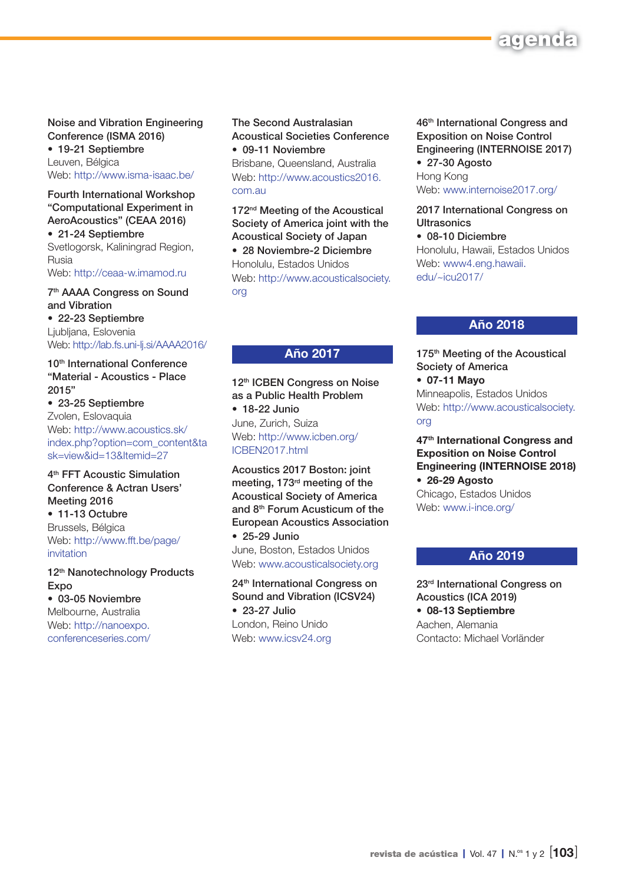Noise and Vibration Engineering Conference (ISMA 2016)
- 19-21 Septiembre

Leuven, Bélgica
Web: http://www.isma-isaac.be/

Fourth International Workshop "Computational Experiment in AeroAcoustics" (CEAA 2016)
- 21-24 Septiembre

Svetlogorsk, Kaliningrad Region, Rusia
Web: http://ceaa-w.imamod.ru

7th AAAA Congress on Sound and Vibration
- 22-23 Septiembre

Ljubljana, Eslovenia
Web: http://lab.fs.uni-lj.si/AAAA2016/

10th International Conference "Material - Acoustics - Place 2015"
- 23-25 Septiembre

Zvolen, Eslovaquia
Web: http://www.acoustics.sk/index.php?option=com_content&task=view&id=13&Itemid=27

4th FFT Acoustic Simulation Conference & Actran Users' Meeting 2016
- 11-13 Octubre

Brussels, Bélgica
Web: http://www.fft.be/page/invitation

12th Nanotechnology Products Expo
- 03-05 Noviembre

Melbourne, Australia
Web: http://nanoexpo.conferenceseries.com/

The Second Australasian Acoustical Societies Conference
- 09-11 Noviembre

Brisbane, Queensland, Australia
Web: http://www.acoustics2016.com.au

172nd Meeting of the Acoustical Society of America joint with the Acoustical Society of Japan
- 28 Noviembre-2 Diciembre

Honolulu, Estados Unidos
Web: http://www.acousticalsociety.org

## Año 2017

12th ICBEN Congress on Noise as a Public Health Problem
- 18-22 Junio

June, Zurich, Suiza
Web: http://www.icben.org/ICBEN2017.html

Acoustics 2017 Boston: joint meeting, 173rd meeting of the Acoustical Society of America and 8th Forum Acusticum of the European Acoustics Association
- 25-29 Junio

June, Boston, Estados Unidos
Web: www.acousticalsociety.org

24th International Congress on Sound and Vibration (ICSV24)
- 23-27 Julio

London, Reino Unido
Web: www.icsv24.org

46th International Congress and Exposition on Noise Control Engineering (INTERNOISE 2017)
- 27-30 Agosto

Hong Kong
Web: www.internoise2017.org/

2017 International Congress on Ultrasonics
- 08-10 Diciembre

Honolulu, Hawaii, Estados Unidos
Web: www4.eng.hawaii.edu/~icu2017/

## Año 2018

175th Meeting of the Acoustical Society of America
- 07-11 Mayo

Minneapolis, Estados Unidos
Web: http://www.acousticalsociety.org

**47th International Congress and Exposition on Noise Control Engineering (INTERNOISE 2018)**
- 26-29 Agosto

Chicago, Estados Unidos
Web: www.i-ince.org/

## Año 2019

23rd International Congress on Acoustics (ICA 2019)
- 08-13 Septiembre

Aachen, Alemania
Contacto: Michael Vorländer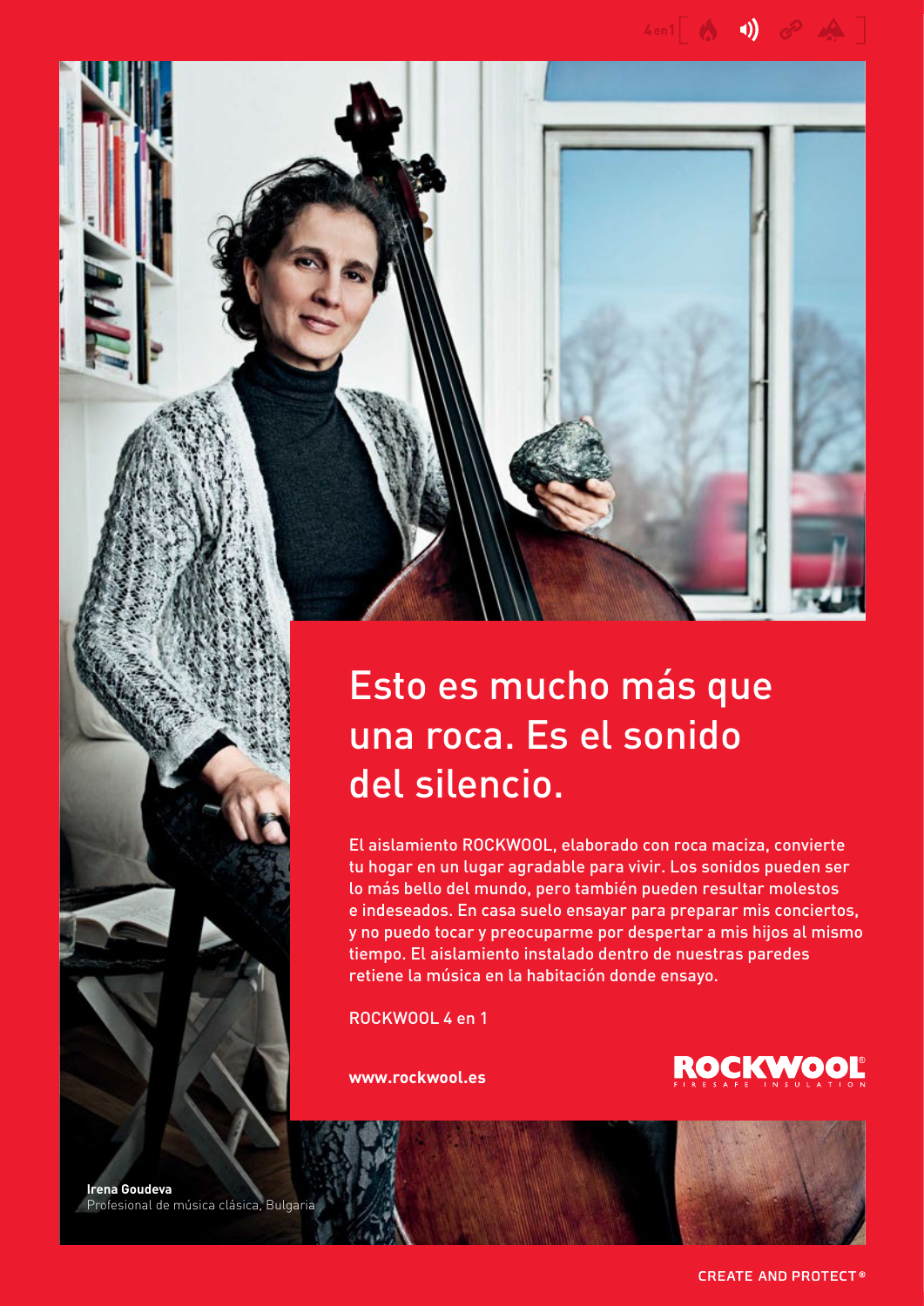4en1

# Esto es mucho más que una roca. Es el sonido del silencio.

El aislamiento ROCKWOOL, elaborado con roca maciza, convierte tu hogar en un lugar agradable para vivir. Los sonidos pueden ser lo más bello del mundo, pero también pueden resultar molestos e indeseados. En casa suelo ensayar para preparar mis conciertos, y no puedo tocar y preocuparme por despertar a mis hijos al mismo tiempo. El aislamiento instalado dentro de nuestras paredes retiene la música en la habitación donde ensayo.

ROCKWOOL 4 en 1

**www.rockwool.es**

ROCKWOOL®
FIRESAFE INSULATION

**Irena Goudeva**
Profesional de música clásica, Bulgaria

CREATE AND PROTECT®